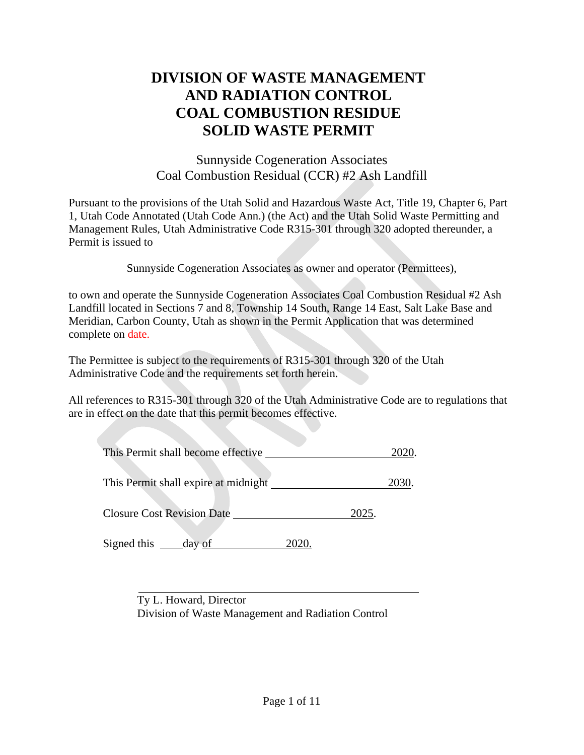# DIVISION OF WASTE MANAGEMENT AND RADIATION CONTROL COAL COMBUSTION RESIDUE SOLID WASTE PERMIT

Sunnyside Cogeneration Associates
Coal Combustion Residual (CCR) #2 Ash Landfill

Pursuant to the provisions of the Utah Solid and Hazardous Waste Act, Title 19, Chapter 6, Part 1, Utah Code Annotated (Utah Code Ann.) (the Act) and the Utah Solid Waste Permitting and Management Rules, Utah Administrative Code R315-301 through 320 adopted thereunder, a Permit is issued to

Sunnyside Cogeneration Associates as owner and operator (Permittees),

to own and operate the Sunnyside Cogeneration Associates Coal Combustion Residual #2 Ash Landfill located in Sections 7 and 8, Township 14 South, Range 14 East, Salt Lake Base and Meridian, Carbon County, Utah as shown in the Permit Application that was determined complete on date.

The Permittee is subject to the requirements of R315-301 through 320 of the Utah Administrative Code and the requirements set forth herein.

All references to R315-301 through 320 of the Utah Administrative Code are to regulations that are in effect on the date that this permit becomes effective.

This Permit shall become effective ______________________ 2020.

This Permit shall expire at midnight ____________________ 2030.

Closure Cost Revision Date ____________________ 2025.

Signed this ____ day of ______________ 2020.

______________________________________________

Ty L. Howard, Director
Division of Waste Management and Radiation Control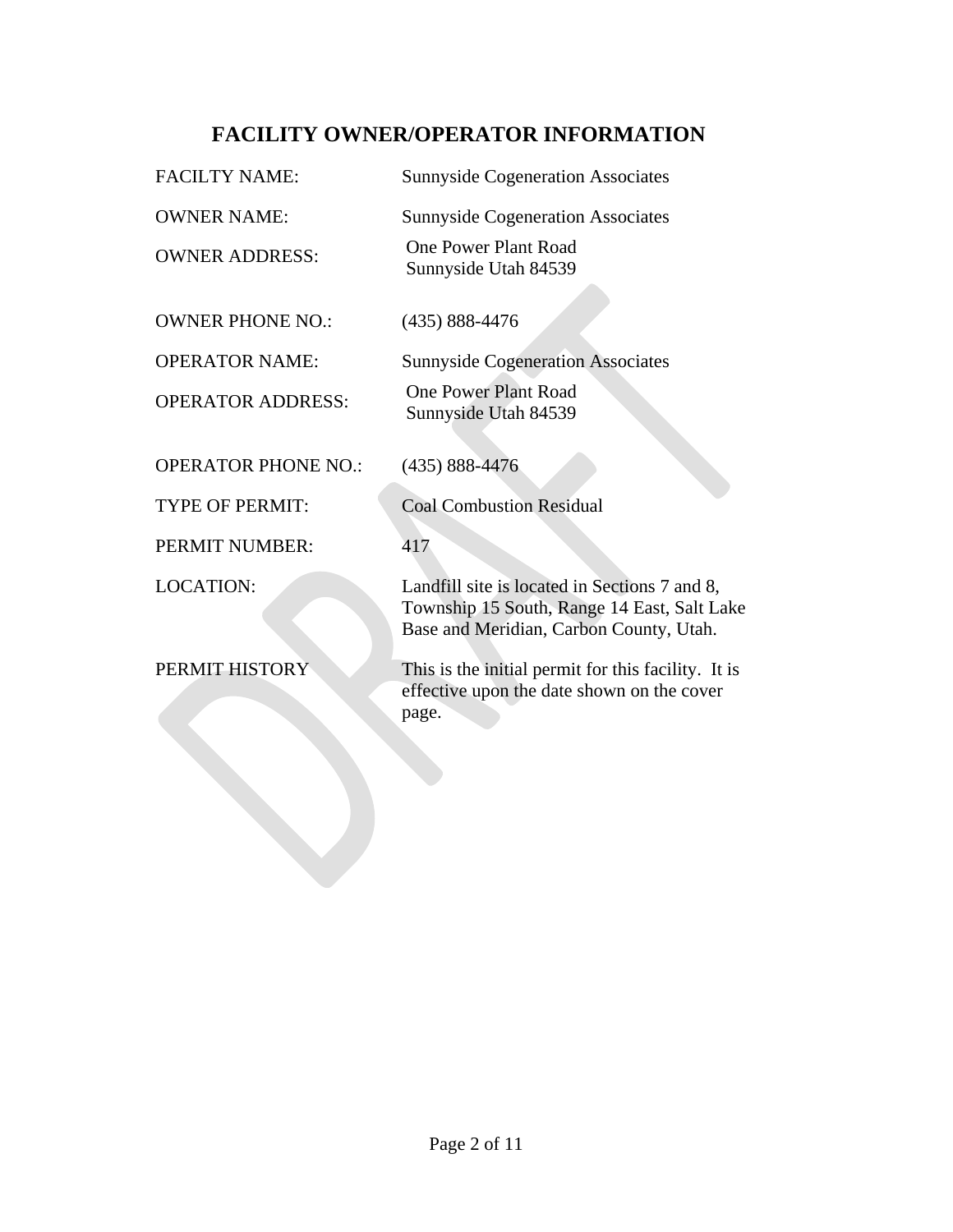# FACILITY OWNER/OPERATOR INFORMATION

| | |
|---|---|
| FACILTY NAME: | Sunnyside Cogeneration Associates |
| OWNER NAME: | Sunnyside Cogeneration Associates |
| OWNER ADDRESS: | One Power Plant Road<br>Sunnyside Utah 84539 |
| OWNER PHONE NO.: | (435) 888-4476 |
| OPERATOR NAME: | Sunnyside Cogeneration Associates |
| OPERATOR ADDRESS: | One Power Plant Road<br>Sunnyside Utah 84539 |
| OPERATOR PHONE NO.: | (435) 888-4476 |
| TYPE OF PERMIT: | Coal Combustion Residual |
| PERMIT NUMBER: | 417 |
| LOCATION: | Landfill site is located in Sections 7 and 8, Township 15 South, Range 14 East, Salt Lake Base and Meridian, Carbon County, Utah. |
| PERMIT HISTORY | This is the initial permit for this facility. It is effective upon the date shown on the cover page. |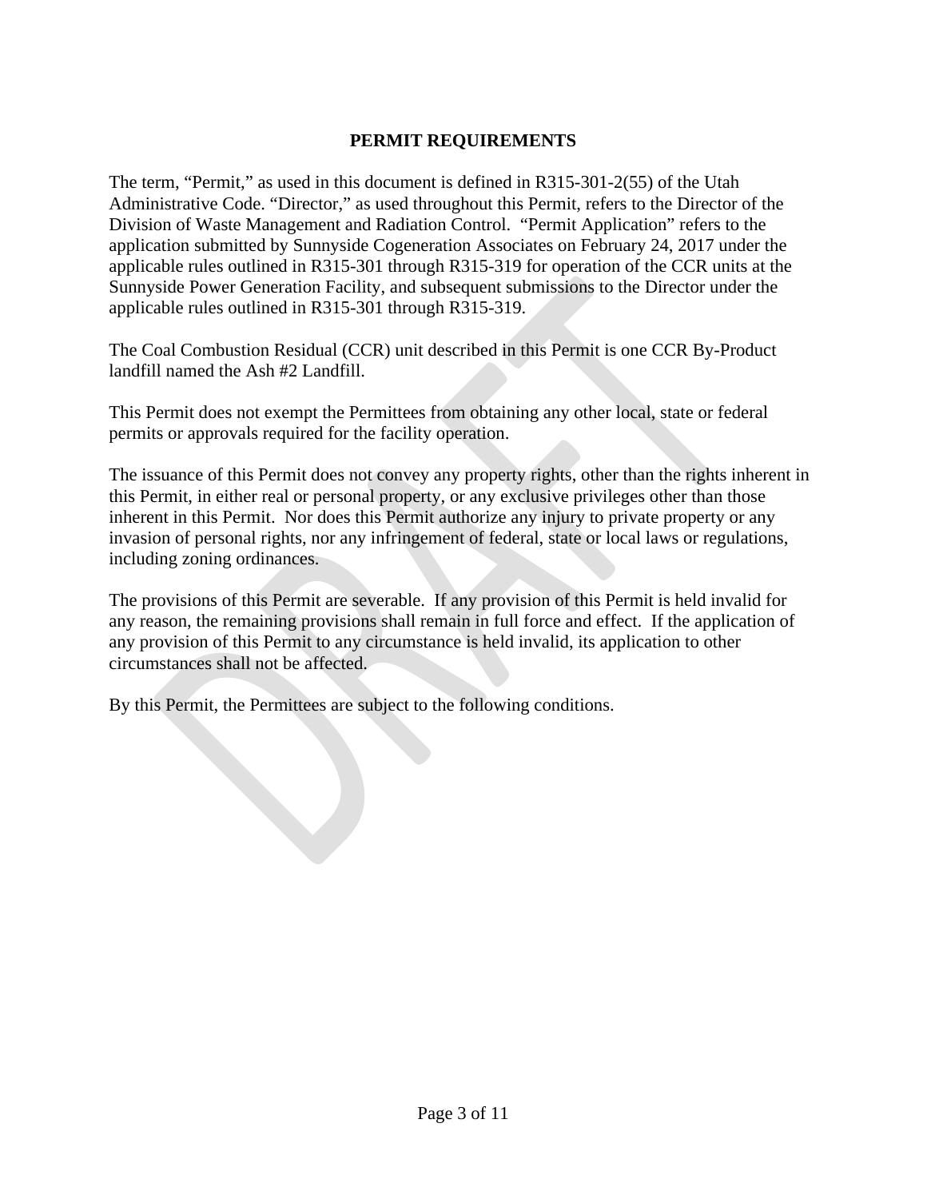# PERMIT REQUIREMENTS

The term, "Permit," as used in this document is defined in R315-301-2(55) of the Utah Administrative Code. "Director," as used throughout this Permit, refers to the Director of the Division of Waste Management and Radiation Control. "Permit Application" refers to the application submitted by Sunnyside Cogeneration Associates on February 24, 2017 under the applicable rules outlined in R315-301 through R315-319 for operation of the CCR units at the Sunnyside Power Generation Facility, and subsequent submissions to the Director under the applicable rules outlined in R315-301 through R315-319.

The Coal Combustion Residual (CCR) unit described in this Permit is one CCR By-Product landfill named the Ash #2 Landfill.

This Permit does not exempt the Permittees from obtaining any other local, state or federal permits or approvals required for the facility operation.

The issuance of this Permit does not convey any property rights, other than the rights inherent in this Permit, in either real or personal property, or any exclusive privileges other than those inherent in this Permit. Nor does this Permit authorize any injury to private property or any invasion of personal rights, nor any infringement of federal, state or local laws or regulations, including zoning ordinances.

The provisions of this Permit are severable. If any provision of this Permit is held invalid for any reason, the remaining provisions shall remain in full force and effect. If the application of any provision of this Permit to any circumstance is held invalid, its application to other circumstances shall not be affected.

By this Permit, the Permittees are subject to the following conditions.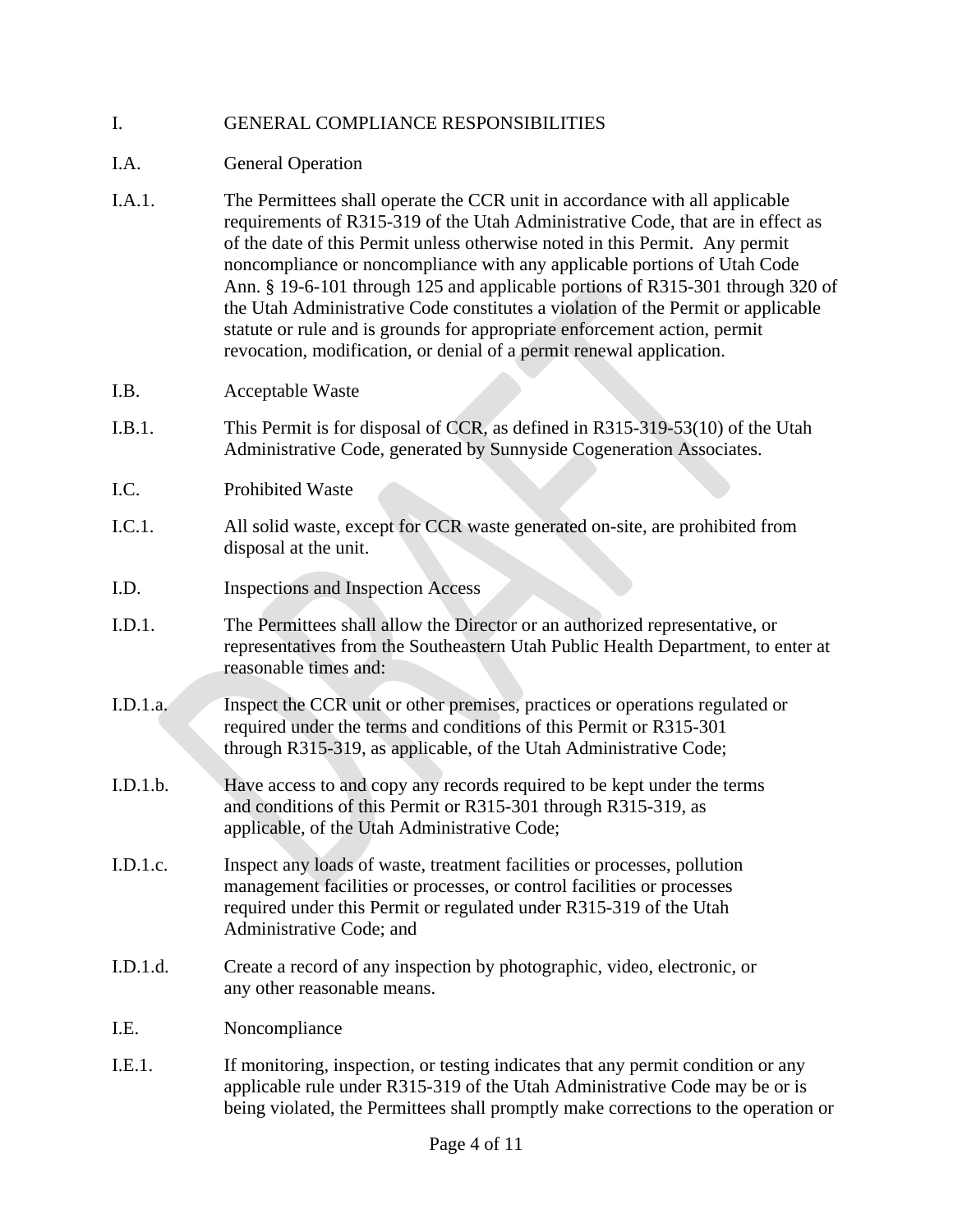# I. GENERAL COMPLIANCE RESPONSIBILITIES

## I.A. General Operation

I.A.1. The Permittees shall operate the CCR unit in accordance with all applicable requirements of R315-319 of the Utah Administrative Code, that are in effect as of the date of this Permit unless otherwise noted in this Permit. Any permit noncompliance or noncompliance with any applicable portions of Utah Code Ann. § 19-6-101 through 125 and applicable portions of R315-301 through 320 of the Utah Administrative Code constitutes a violation of the Permit or applicable statute or rule and is grounds for appropriate enforcement action, permit revocation, modification, or denial of a permit renewal application.

## I.B. Acceptable Waste

I.B.1. This Permit is for disposal of CCR, as defined in R315-319-53(10) of the Utah Administrative Code, generated by Sunnyside Cogeneration Associates.

## I.C. Prohibited Waste

I.C.1. All solid waste, except for CCR waste generated on-site, are prohibited from disposal at the unit.

## I.D. Inspections and Inspection Access

I.D.1. The Permittees shall allow the Director or an authorized representative, or representatives from the Southeastern Utah Public Health Department, to enter at reasonable times and:

I.D.1.a. Inspect the CCR unit or other premises, practices or operations regulated or required under the terms and conditions of this Permit or R315-301 through R315-319, as applicable, of the Utah Administrative Code;

I.D.1.b. Have access to and copy any records required to be kept under the terms and conditions of this Permit or R315-301 through R315-319, as applicable, of the Utah Administrative Code;

I.D.1.c. Inspect any loads of waste, treatment facilities or processes, pollution management facilities or processes, or control facilities or processes required under this Permit or regulated under R315-319 of the Utah Administrative Code; and

I.D.1.d. Create a record of any inspection by photographic, video, electronic, or any other reasonable means.

## I.E. Noncompliance

I.E.1. If monitoring, inspection, or testing indicates that any permit condition or any applicable rule under R315-319 of the Utah Administrative Code may be or is being violated, the Permittees shall promptly make corrections to the operation or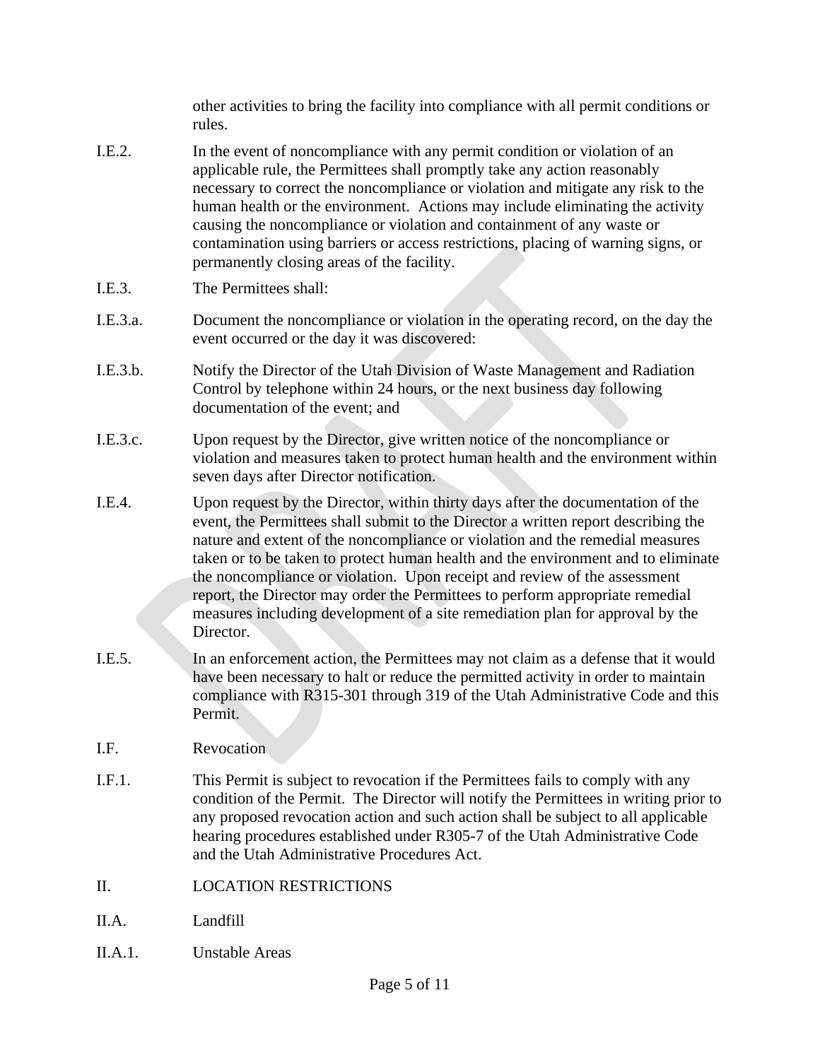other activities to bring the facility into compliance with all permit conditions or rules.

I.E.2. In the event of noncompliance with any permit condition or violation of an applicable rule, the Permittees shall promptly take any action reasonably necessary to correct the noncompliance or violation and mitigate any risk to the human health or the environment. Actions may include eliminating the activity causing the noncompliance or violation and containment of any waste or contamination using barriers or access restrictions, placing of warning signs, or permanently closing areas of the facility.

I.E.3. The Permittees shall:

I.E.3.a. Document the noncompliance or violation in the operating record, on the day the event occurred or the day it was discovered:

I.E.3.b. Notify the Director of the Utah Division of Waste Management and Radiation Control by telephone within 24 hours, or the next business day following documentation of the event; and

I.E.3.c. Upon request by the Director, give written notice of the noncompliance or violation and measures taken to protect human health and the environment within seven days after Director notification.

I.E.4. Upon request by the Director, within thirty days after the documentation of the event, the Permittees shall submit to the Director a written report describing the nature and extent of the noncompliance or violation and the remedial measures taken or to be taken to protect human health and the environment and to eliminate the noncompliance or violation. Upon receipt and review of the assessment report, the Director may order the Permittees to perform appropriate remedial measures including development of a site remediation plan for approval by the Director.

I.E.5. In an enforcement action, the Permittees may not claim as a defense that it would have been necessary to halt or reduce the permitted activity in order to maintain compliance with R315-301 through 319 of the Utah Administrative Code and this Permit.

I.F. Revocation

I.F.1. This Permit is subject to revocation if the Permittees fails to comply with any condition of the Permit. The Director will notify the Permittees in writing prior to any proposed revocation action and such action shall be subject to all applicable hearing procedures established under R305-7 of the Utah Administrative Code and the Utah Administrative Procedures Act.

## II. LOCATION RESTRICTIONS

II.A. Landfill

II.A.1. Unstable Areas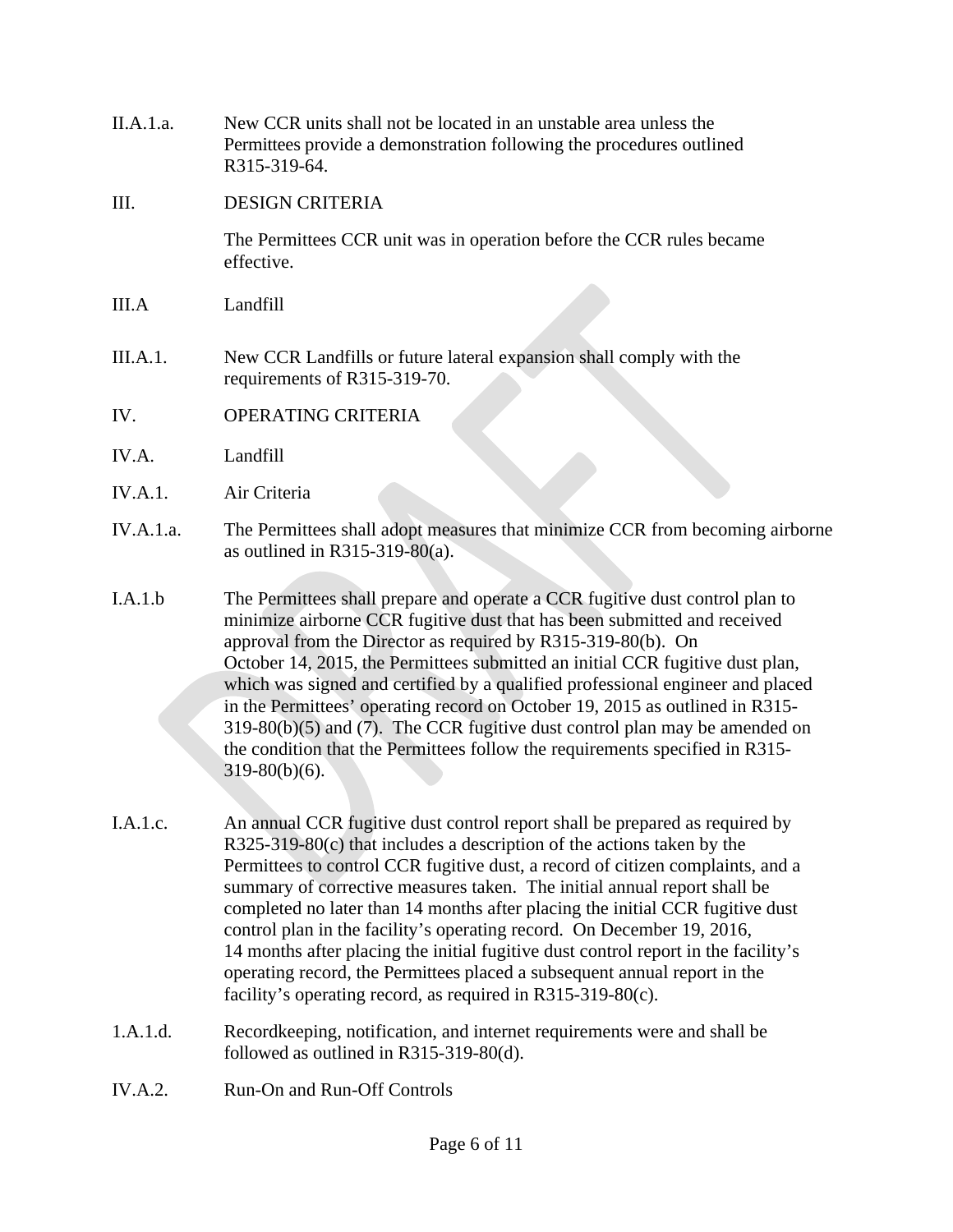II.A.1.a. New CCR units shall not be located in an unstable area unless the Permittees provide a demonstration following the procedures outlined R315-319-64.

III. DESIGN CRITERIA

The Permittees CCR unit was in operation before the CCR rules became effective.

III.A Landfill

III.A.1. New CCR Landfills or future lateral expansion shall comply with the requirements of R315-319-70.

IV. OPERATING CRITERIA

IV.A. Landfill

IV.A.1. Air Criteria

IV.A.1.a. The Permittees shall adopt measures that minimize CCR from becoming airborne as outlined in R315-319-80(a).

I.A.1.b The Permittees shall prepare and operate a CCR fugitive dust control plan to minimize airborne CCR fugitive dust that has been submitted and received approval from the Director as required by R315-319-80(b). On October 14, 2015, the Permittees submitted an initial CCR fugitive dust plan, which was signed and certified by a qualified professional engineer and placed in the Permittees' operating record on October 19, 2015 as outlined in R315-319-80(b)(5) and (7). The CCR fugitive dust control plan may be amended on the condition that the Permittees follow the requirements specified in R315-319-80(b)(6).

I.A.1.c. An annual CCR fugitive dust control report shall be prepared as required by R325-319-80(c) that includes a description of the actions taken by the Permittees to control CCR fugitive dust, a record of citizen complaints, and a summary of corrective measures taken. The initial annual report shall be completed no later than 14 months after placing the initial CCR fugitive dust control plan in the facility's operating record. On December 19, 2016, 14 months after placing the initial fugitive dust control report in the facility's operating record, the Permittees placed a subsequent annual report in the facility's operating record, as required in R315-319-80(c).

1.A.1.d. Recordkeeping, notification, and internet requirements were and shall be followed as outlined in R315-319-80(d).

IV.A.2. Run-On and Run-Off Controls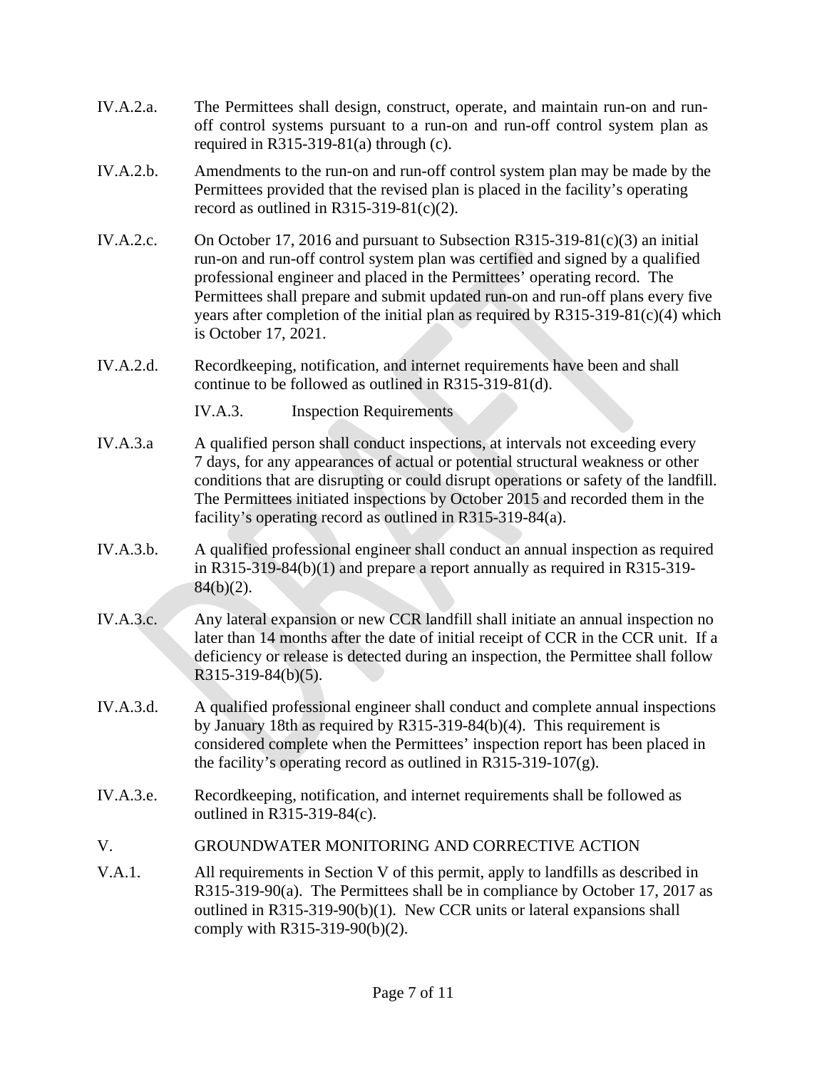IV.A.2.a. The Permittees shall design, construct, operate, and maintain run-on and run-off control systems pursuant to a run-on and run-off control system plan as required in R315-319-81(a) through (c).

IV.A.2.b. Amendments to the run-on and run-off control system plan may be made by the Permittees provided that the revised plan is placed in the facility's operating record as outlined in R315-319-81(c)(2).

IV.A.2.c. On October 17, 2016 and pursuant to Subsection R315-319-81(c)(3) an initial run-on and run-off control system plan was certified and signed by a qualified professional engineer and placed in the Permittees' operating record. The Permittees shall prepare and submit updated run-on and run-off plans every five years after completion of the initial plan as required by R315-319-81(c)(4) which is October 17, 2021.

IV.A.2.d. Recordkeeping, notification, and internet requirements have been and shall continue to be followed as outlined in R315-319-81(d).

IV.A.3. Inspection Requirements

IV.A.3.a A qualified person shall conduct inspections, at intervals not exceeding every 7 days, for any appearances of actual or potential structural weakness or other conditions that are disrupting or could disrupt operations or safety of the landfill. The Permittees initiated inspections by October 2015 and recorded them in the facility's operating record as outlined in R315-319-84(a).

IV.A.3.b. A qualified professional engineer shall conduct an annual inspection as required in R315-319-84(b)(1) and prepare a report annually as required in R315-319-84(b)(2).

IV.A.3.c. Any lateral expansion or new CCR landfill shall initiate an annual inspection no later than 14 months after the date of initial receipt of CCR in the CCR unit. If a deficiency or release is detected during an inspection, the Permittee shall follow R315-319-84(b)(5).

IV.A.3.d. A qualified professional engineer shall conduct and complete annual inspections by January 18th as required by R315-319-84(b)(4). This requirement is considered complete when the Permittees' inspection report has been placed in the facility's operating record as outlined in R315-319-107(g).

IV.A.3.e. Recordkeeping, notification, and internet requirements shall be followed as outlined in R315-319-84(c).

## V. GROUNDWATER MONITORING AND CORRECTIVE ACTION

V.A.1. All requirements in Section V of this permit, apply to landfills as described in R315-319-90(a). The Permittees shall be in compliance by October 17, 2017 as outlined in R315-319-90(b)(1). New CCR units or lateral expansions shall comply with R315-319-90(b)(2).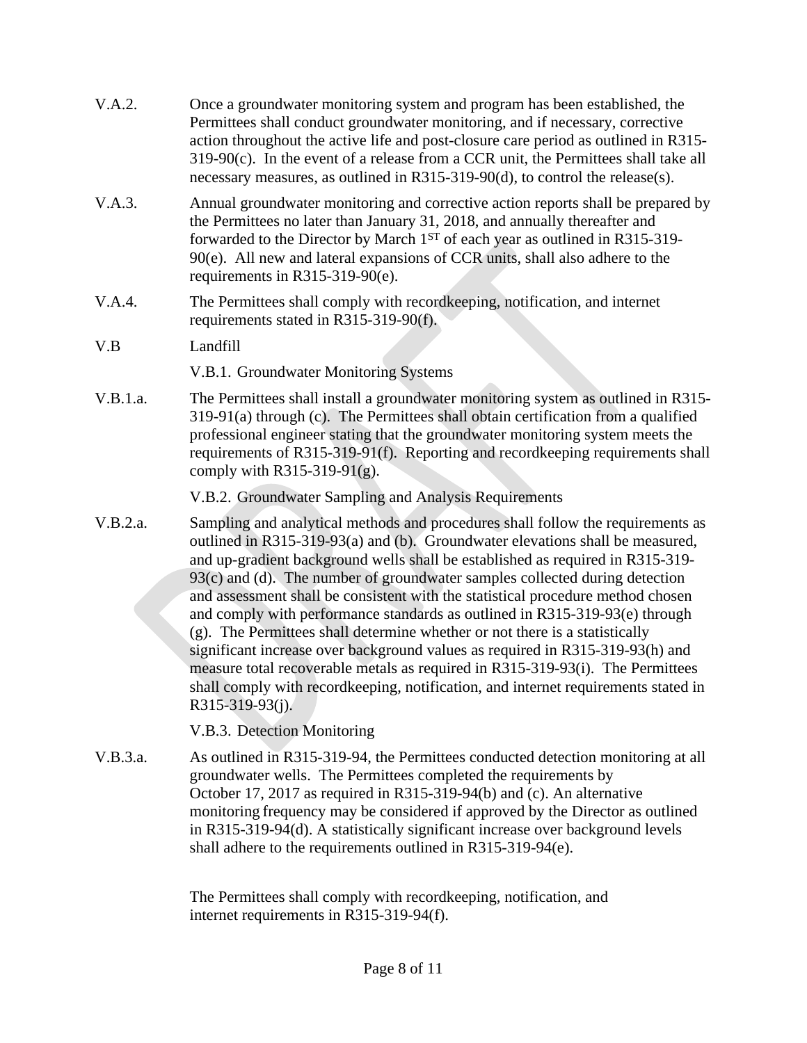V.A.2. Once a groundwater monitoring system and program has been established, the Permittees shall conduct groundwater monitoring, and if necessary, corrective action throughout the active life and post-closure care period as outlined in R315-319-90(c). In the event of a release from a CCR unit, the Permittees shall take all necessary measures, as outlined in R315-319-90(d), to control the release(s).

V.A.3. Annual groundwater monitoring and corrective action reports shall be prepared by the Permittees no later than January 31, 2018, and annually thereafter and forwarded to the Director by March 1ST of each year as outlined in R315-319-90(e). All new and lateral expansions of CCR units, shall also adhere to the requirements in R315-319-90(e).

V.A.4. The Permittees shall comply with recordkeeping, notification, and internet requirements stated in R315-319-90(f).

V.B Landfill

V.B.1. Groundwater Monitoring Systems

V.B.1.a. The Permittees shall install a groundwater monitoring system as outlined in R315-319-91(a) through (c). The Permittees shall obtain certification from a qualified professional engineer stating that the groundwater monitoring system meets the requirements of R315-319-91(f). Reporting and recordkeeping requirements shall comply with R315-319-91(g).

V.B.2. Groundwater Sampling and Analysis Requirements

V.B.2.a. Sampling and analytical methods and procedures shall follow the requirements as outlined in R315-319-93(a) and (b). Groundwater elevations shall be measured, and up-gradient background wells shall be established as required in R315-319-93(c) and (d). The number of groundwater samples collected during detection and assessment shall be consistent with the statistical procedure method chosen and comply with performance standards as outlined in R315-319-93(e) through (g). The Permittees shall determine whether or not there is a statistically significant increase over background values as required in R315-319-93(h) and measure total recoverable metals as required in R315-319-93(i). The Permittees shall comply with recordkeeping, notification, and internet requirements stated in R315-319-93(j).

V.B.3. Detection Monitoring

V.B.3.a. As outlined in R315-319-94, the Permittees conducted detection monitoring at all groundwater wells. The Permittees completed the requirements by October 17, 2017 as required in R315-319-94(b) and (c). An alternative monitoring frequency may be considered if approved by the Director as outlined in R315-319-94(d). A statistically significant increase over background levels shall adhere to the requirements outlined in R315-319-94(e).

The Permittees shall comply with recordkeeping, notification, and internet requirements in R315-319-94(f).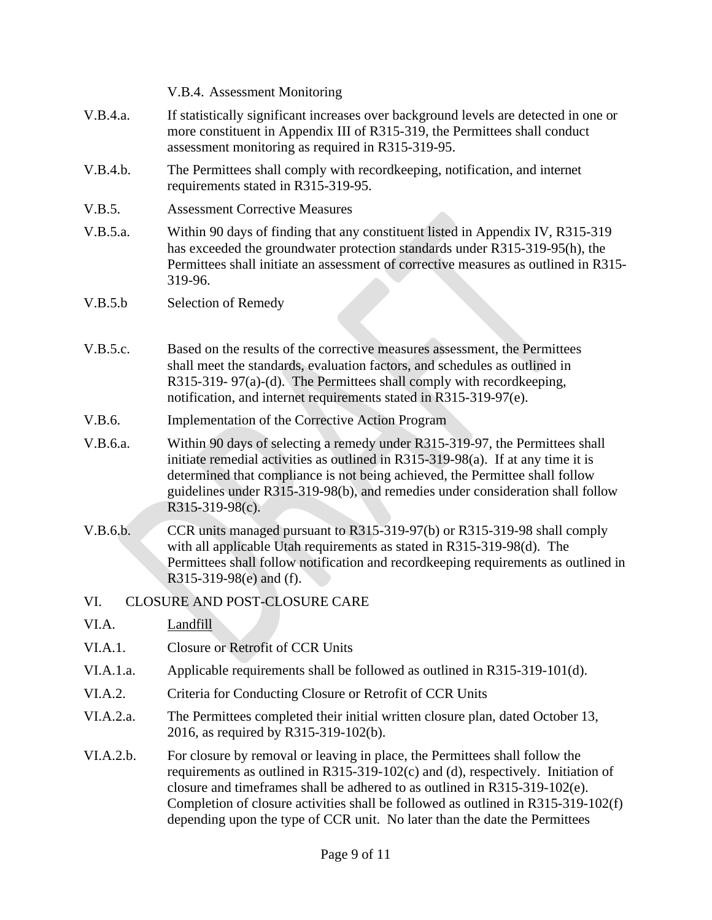V.B.4. Assessment Monitoring

V.B.4.a. If statistically significant increases over background levels are detected in one or more constituent in Appendix III of R315-319, the Permittees shall conduct assessment monitoring as required in R315-319-95.

V.B.4.b. The Permittees shall comply with recordkeeping, notification, and internet requirements stated in R315-319-95.

V.B.5. Assessment Corrective Measures

V.B.5.a. Within 90 days of finding that any constituent listed in Appendix IV, R315-319 has exceeded the groundwater protection standards under R315-319-95(h), the Permittees shall initiate an assessment of corrective measures as outlined in R315-319-96.

V.B.5.b Selection of Remedy

V.B.5.c. Based on the results of the corrective measures assessment, the Permittees shall meet the standards, evaluation factors, and schedules as outlined in R315-319- 97(a)-(d). The Permittees shall comply with recordkeeping, notification, and internet requirements stated in R315-319-97(e).

V.B.6. Implementation of the Corrective Action Program

V.B.6.a. Within 90 days of selecting a remedy under R315-319-97, the Permittees shall initiate remedial activities as outlined in R315-319-98(a). If at any time it is determined that compliance is not being achieved, the Permittee shall follow guidelines under R315-319-98(b), and remedies under consideration shall follow R315-319-98(c).

V.B.6.b. CCR units managed pursuant to R315-319-97(b) or R315-319-98 shall comply with all applicable Utah requirements as stated in R315-319-98(d). The Permittees shall follow notification and recordkeeping requirements as outlined in R315-319-98(e) and (f).

VI. CLOSURE AND POST-CLOSURE CARE

VI.A. Landfill

VI.A.1. Closure or Retrofit of CCR Units

VI.A.1.a. Applicable requirements shall be followed as outlined in R315-319-101(d).

VI.A.2. Criteria for Conducting Closure or Retrofit of CCR Units

VI.A.2.a. The Permittees completed their initial written closure plan, dated October 13, 2016, as required by R315-319-102(b).

VI.A.2.b. For closure by removal or leaving in place, the Permittees shall follow the requirements as outlined in R315-319-102(c) and (d), respectively. Initiation of closure and timeframes shall be adhered to as outlined in R315-319-102(e). Completion of closure activities shall be followed as outlined in R315-319-102(f) depending upon the type of CCR unit. No later than the date the Permittees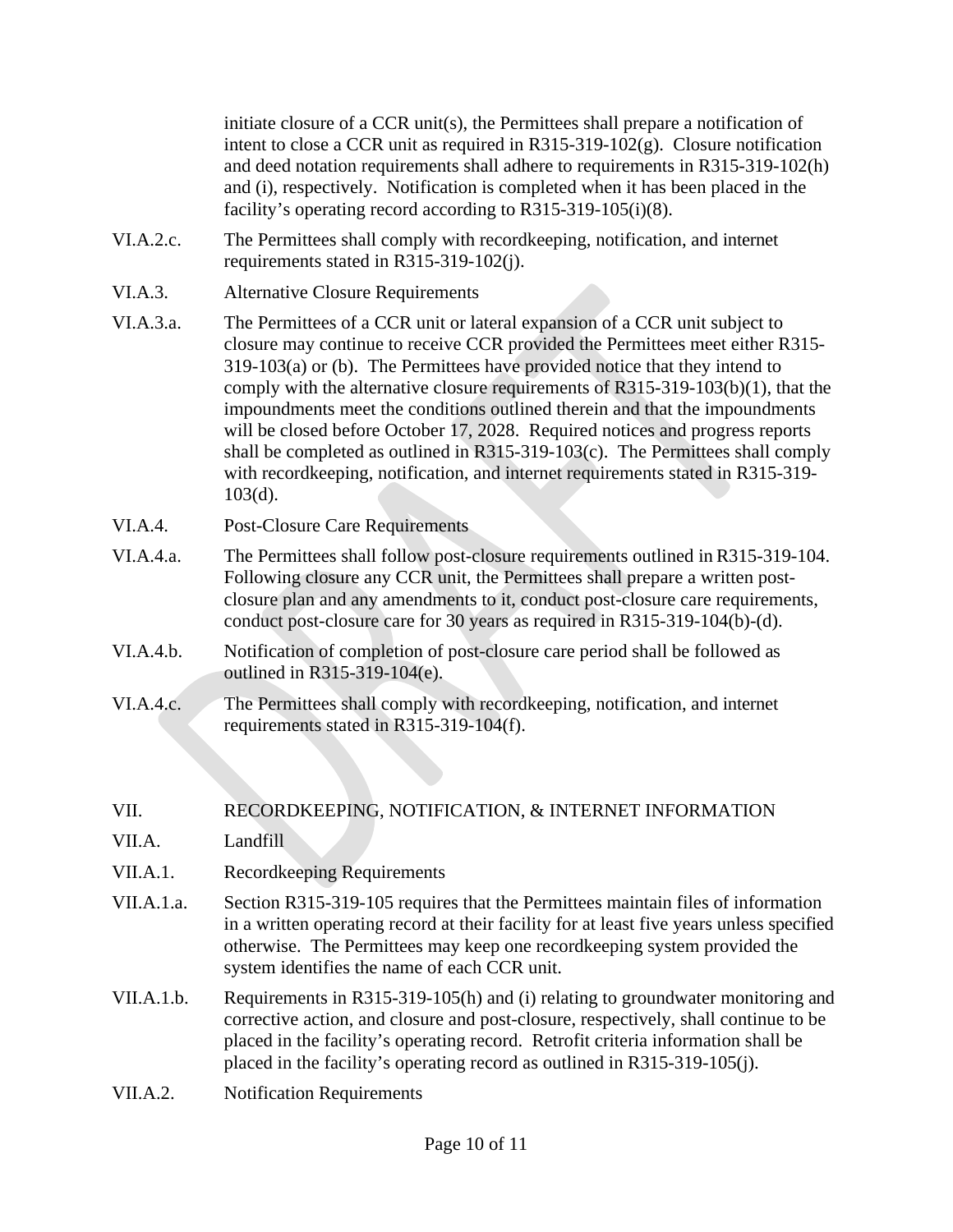initiate closure of a CCR unit(s), the Permittees shall prepare a notification of intent to close a CCR unit as required in R315-319-102(g). Closure notification and deed notation requirements shall adhere to requirements in R315-319-102(h) and (i), respectively. Notification is completed when it has been placed in the facility's operating record according to R315-319-105(i)(8).

VI.A.2.c. The Permittees shall comply with recordkeeping, notification, and internet requirements stated in R315-319-102(j).

VI.A.3. Alternative Closure Requirements

VI.A.3.a. The Permittees of a CCR unit or lateral expansion of a CCR unit subject to closure may continue to receive CCR provided the Permittees meet either R315-319-103(a) or (b). The Permittees have provided notice that they intend to comply with the alternative closure requirements of R315-319-103(b)(1), that the impoundments meet the conditions outlined therein and that the impoundments will be closed before October 17, 2028. Required notices and progress reports shall be completed as outlined in R315-319-103(c). The Permittees shall comply with recordkeeping, notification, and internet requirements stated in R315-319-103(d).

VI.A.4. Post-Closure Care Requirements

VI.A.4.a. The Permittees shall follow post-closure requirements outlined in R315-319-104. Following closure any CCR unit, the Permittees shall prepare a written post-closure plan and any amendments to it, conduct post-closure care requirements, conduct post-closure care for 30 years as required in R315-319-104(b)-(d).

VI.A.4.b. Notification of completion of post-closure care period shall be followed as outlined in R315-319-104(e).

VI.A.4.c. The Permittees shall comply with recordkeeping, notification, and internet requirements stated in R315-319-104(f).

## VII. RECORDKEEPING, NOTIFICATION, & INTERNET INFORMATION

VII.A. Landfill

VII.A.1. Recordkeeping Requirements

VII.A.1.a. Section R315-319-105 requires that the Permittees maintain files of information in a written operating record at their facility for at least five years unless specified otherwise. The Permittees may keep one recordkeeping system provided the system identifies the name of each CCR unit.

VII.A.1.b. Requirements in R315-319-105(h) and (i) relating to groundwater monitoring and corrective action, and closure and post-closure, respectively, shall continue to be placed in the facility's operating record. Retrofit criteria information shall be placed in the facility's operating record as outlined in R315-319-105(j).

VII.A.2. Notification Requirements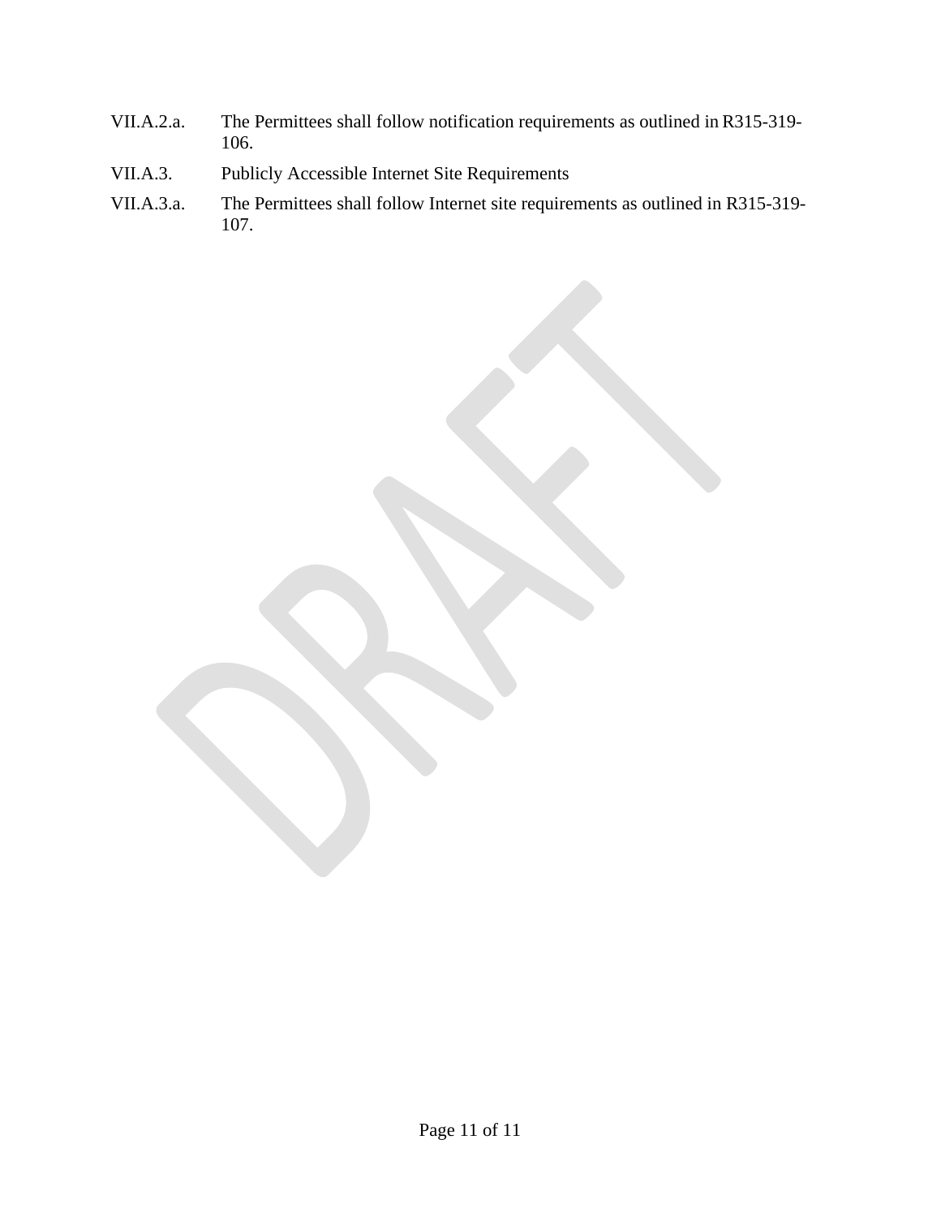VII.A.2.a. The Permittees shall follow notification requirements as outlined in R315-319-106.

VII.A.3. Publicly Accessible Internet Site Requirements

VII.A.3.a. The Permittees shall follow Internet site requirements as outlined in R315-319-107.